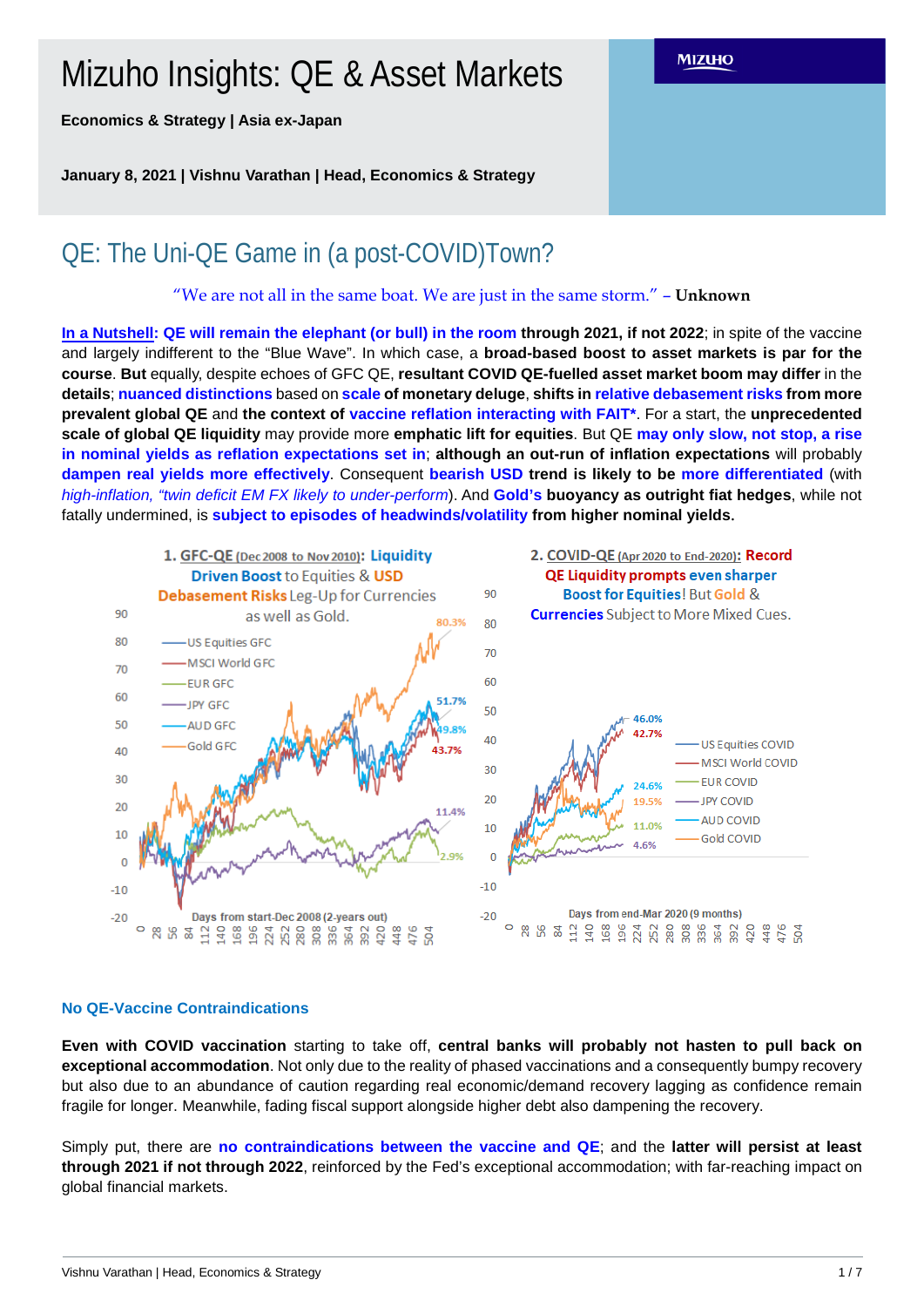# Mizuho Insights: QE & Asset Markets

**Economics & Strategy | Asia ex-Japan**

**January 8, 2021 | Vishnu Varathan | Head, Economics & Strategy**

## QE: The Uni-QE Game in (a post-COVID)Town?

"We are not all in the same boat. We are just in the same storm." – **Unknown**

**In a Nutshell: QE will remain the elephant (or bull) in the room through 2021, if not 2022**; in spite of the vaccine and largely indifferent to the "Blue Wave". In which case, a **broad-based boost to asset markets is par for the course**. **But** equally, despite echoes of GFC QE, **resultant COVID QE-fuelled asset market boom may differ** in the **details**; **nuanced distinctions** based on **scale of monetary deluge**, **shifts in relative debasement risks from more prevalent global QE** and **the context of vaccine reflation interacting with FAIT***. For a start, the **unprecedented scale of global QE liquidity** may provide more **emphatic lift for equities**. But QE **may only slow, not stop, a rise in nominal yields as reflation expectations set in**; **although an out-run of inflation expectations** will probably **dampen real yields more effectively**. Consequent **bearish USD trend is likely to be more differentiated** (with *high-inflation, "twin deficit EM FX likely to under-perform*). And **Gold's buoyancy as outright fiat hedges**, while not fatally undermined, is **subject to episodes of headwinds/volatility from higher nominal yields.**

**1. GFC-QE (Dec 2008 to Nov 2010): Liquidity Driven Boost to Equities & USD Debasement Risks Leg-Up for Currencies as well as Gold.**

**2. COVID-QE (Apr 2020 to End-2020): Record QE Liquidity prompts even sharper Boost for Equities! But Gold & Currencies Subject to More Mixed Cues.**

### No QE-Vaccine Contraindications

**Even with COVID vaccination** starting to take off, **central banks will probably not hasten to pull back on exceptional accommodation**. Not only due to the reality of phased vaccinations and a consequently bumpy recovery but also due to an abundance of caution regarding real economic/demand recovery lagging as confidence remain fragile for longer. Meanwhile, fading fiscal support alongside higher debt also dampening the recovery.

Simply put, there are **no contraindications between the vaccine and QE**; and the **latter will persist at least through 2021 if not through 2022**, reinforced by the Fed's exceptional accommodation; with far-reaching impact on global financial markets.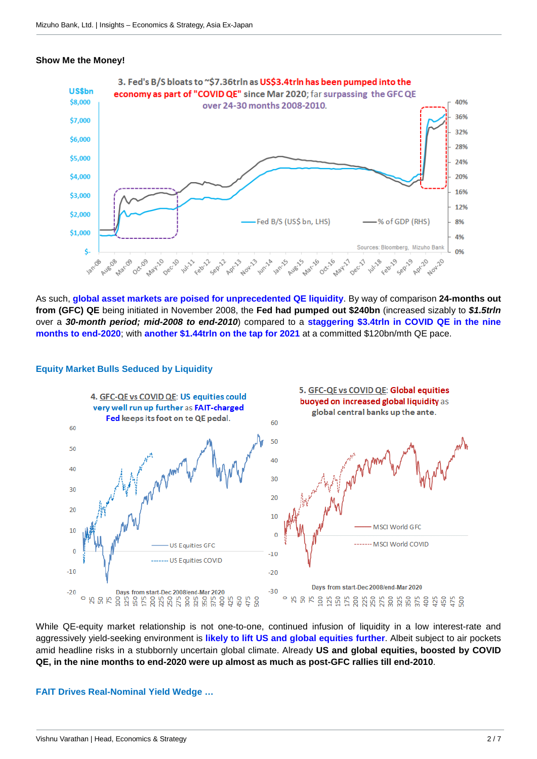**Show Me the Money!**

3. Fed's B/S bloats to ~$7.36trln as US$3.4trln has been pumped into the economy as part of "COVID QE" since Mar 2020; far surpassing the GFC QE over 24-30 months 2008-2010.

As such, **global asset markets are poised for unprecedented QE liquidity**. By way of comparison **24-months out from (GFC) QE** being initiated in November 2008, the **Fed had pumped out $240bn** (increased sizably to ***$1.5trln*** over a ***30-month period; mid-2008 to end-2010***) compared to a **staggering $3.4trln in COVID QE in the nine months to end-2020**; with **another $1.44trln on the tap for 2021** at a committed $120bn/mth QE pace.

## Equity Market Bulls Seduced by Liquidity

4. GFC-QE vs COVID QE: US equities could very well run up further as FAIT-charged Fed keeps its foot on te QE pedal.

5. GFC-QE vs COVID QE: Global equities buoyed on increased global liquidity as global central banks up the ante.

While QE-equity market relationship is not one-to-one, continued infusion of liquidity in a low interest-rate and aggressively yield-seeking environment is **likely to lift US and global equities further**. Albeit subject to air pockets amid headline risks in a stubbornly uncertain global climate. Already **US and global equities, boosted by COVID QE, in the nine months to end-2020 were up almost as much as post-GFC rallies till end-2010**.

## FAIT Drives Real-Nominal Yield Wedge …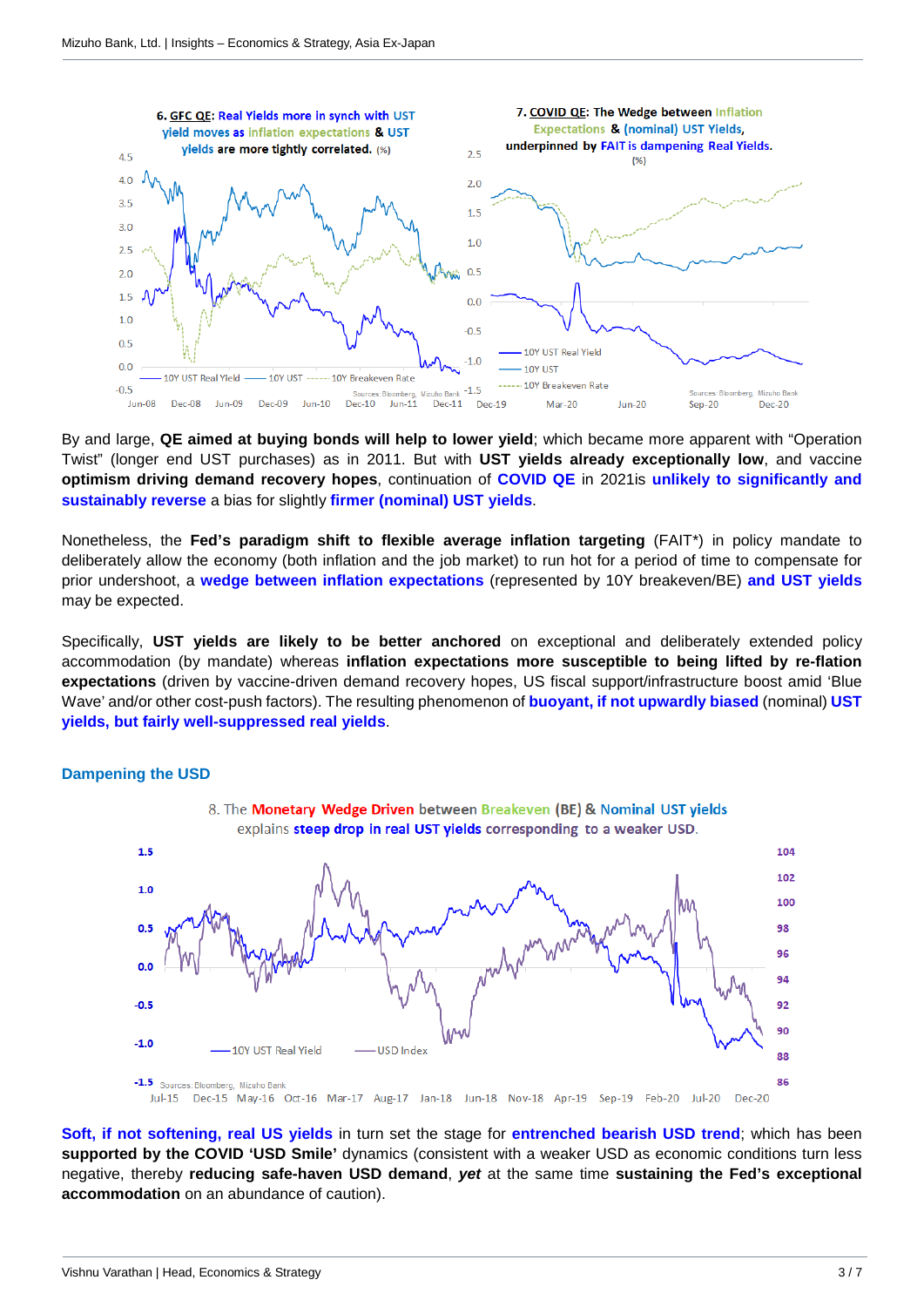6. GFC QE: Real Yields more in synch with UST yield moves as inflation expectations & UST yields are more tightly correlated. (%)

7. COVID QE: The Wedge between Inflation Expectations & (nominal) UST Yields, underpinned by FAIT is dampening Real Yields. (%)

By and large, **QE aimed at buying bonds will help to lower yield**; which became more apparent with "Operation Twist" (longer end UST purchases) as in 2011. But with **UST yields already exceptionally low**, and vaccine **optimism driving demand recovery hopes**, continuation of **COVID QE** in 2021is **unlikely to significantly and sustainably reverse** a bias for slightly **firmer (nominal) UST yields**.

Nonetheless, the **Fed's paradigm shift to flexible average inflation targeting** (FAIT*) in policy mandate to deliberately allow the economy (both inflation and the job market) to run hot for a period of time to compensate for prior undershoot, a **wedge between inflation expectations** (represented by 10Y breakeven/BE) **and UST yields** may be expected.

Specifically, **UST yields are likely to be better anchored** on exceptional and deliberately extended policy accommodation (by mandate) whereas **inflation expectations more susceptible to being lifted by re-flation expectations** (driven by vaccine-driven demand recovery hopes, US fiscal support/infrastructure boost amid 'Blue Wave' and/or other cost-push factors). The resulting phenomenon of **buoyant, if not upwardly biased** (nominal) **UST yields, but fairly well-suppressed real yields**.

## Dampening the USD

8. The Monetary Wedge Driven between Breakeven (BE) & Nominal UST yields explains steep drop in real UST yields corresponding to a weaker USD.

**Soft, if not softening, real US yields** in turn set the stage for **entrenched bearish USD trend**; which has been **supported by the COVID 'USD Smile'** dynamics (consistent with a weaker USD as economic conditions turn less negative, thereby **reducing safe-haven USD demand**, ***yet*** at the same time **sustaining the Fed's exceptional accommodation** on an abundance of caution).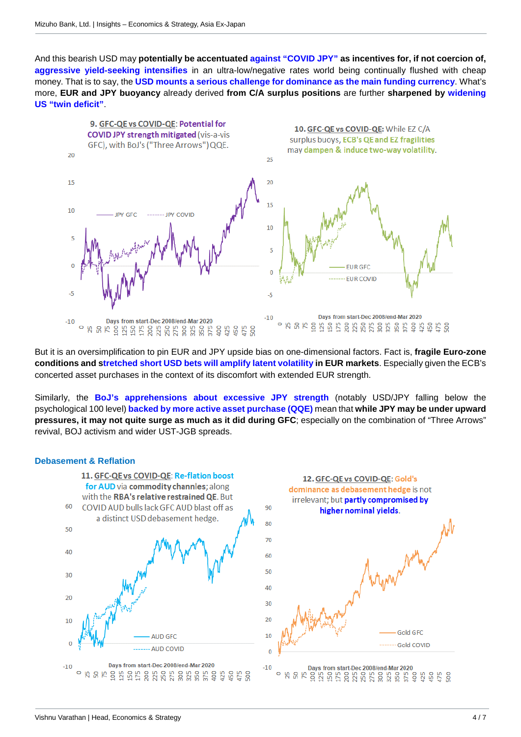And this bearish USD may **potentially be accentuated** against **"COVID JPY" as incentives for, if not coercion of, aggressive yield-seeking intensifies** in an ultra-low/negative rates world being continually flushed with cheap money. That is to say, the **USD mounts a serious challenge for dominance as the main funding currency**. What's more, **EUR and JPY buoyancy** already derived **from C/A surplus positions** are further **sharpened by widening US "twin deficit"**.

**9. GFC-QE vs COVID-QE: Potential for COVID JPY strength mitigated** (vis-a-vis GFC), with BoJ's ("Three Arrows") QQE.

**10. GFC-QE vs COVID-QE:** While EZ C/A surplus buoys, **ECB's QE and EZ fragilities** may **dampen & induce two-way volatility**.

But it is an oversimplification to pin EUR and JPY upside bias on one-dimensional factors. Fact is, **fragile Euro-zone conditions and stretched short USD bets will amplify latent volatility in EUR markets**. Especially given the ECB's concerted asset purchases in the context of its discomfort with extended EUR strength.

Similarly, the **BoJ's apprehensions about excessive JPY strength** (notably USD/JPY falling below the psychological 100 level) **backed by more active asset purchase (QQE)** mean that **while JPY may be under upward pressures, it may not quite surge as much as it did during GFC**; especially on the combination of "Three Arrows" revival, BOJ activism and wider UST-JGB spreads.

## Debasement & Reflation

**11. GFC-QE vs COVID-QE: Re-flation boost for AUD** via **commodity channels**; along with the **RBA's relative restrained QE**. But COVID AUD bulls lack GFC AUD blast off as a distinct USD debasement hedge.

**12. GFC-QE vs COVID-QE: Gold's dominance as debasement hedge** is not irrelevant; but **partly compromised by higher nominal yields**.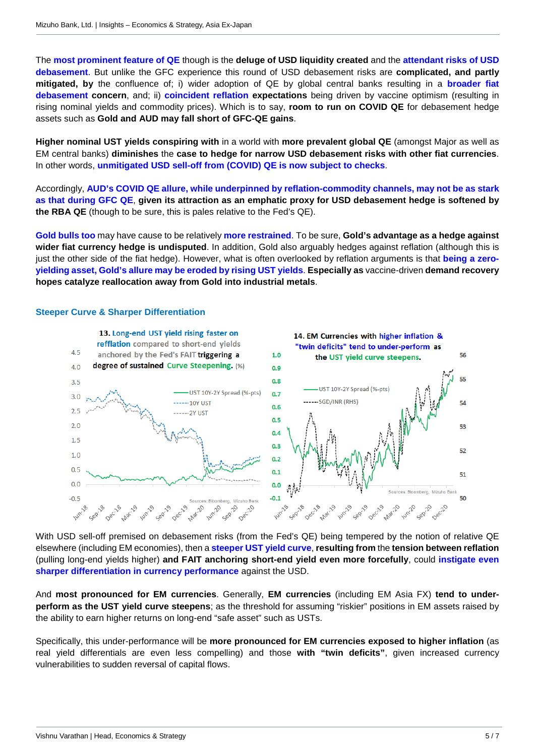The **most prominent feature of QE** though is the **deluge of USD liquidity created** and the **attendant risks of USD debasement**. But unlike the GFC experience this round of USD debasement risks are **complicated, and partly mitigated, by** the confluence of; i) wider adoption of QE by global central banks resulting in a **broader fiat debasement concern**, and; ii) **coincident reflation expectations** being driven by vaccine optimism (resulting in rising nominal yields and commodity prices). Which is to say, **room to run on COVID QE** for debasement hedge assets such as **Gold and AUD may fall short of GFC-QE gains**.

**Higher nominal UST yields conspiring with** in a world with **more prevalent global QE** (amongst Major as well as EM central banks) **diminishes** the **case to hedge for narrow USD debasement risks with other fiat currencies**. In other words, **unmitigated USD sell-off from (COVID) QE is now subject to checks**.

Accordingly, **AUD's COVID QE allure, while underpinned by reflation-commodity channels, may not be as stark as that during GFC QE**, **given its attraction as an emphatic proxy for USD debasement hedge is softened by the RBA QE** (though to be sure, this is pales relative to the Fed's QE).

**Gold bulls too** may have cause to be relatively **more restrained**. To be sure, **Gold's advantage as a hedge against wider fiat currency hedge is undisputed**. In addition, Gold also arguably hedges against reflation (although this is just the other side of the fiat hedge). However, what is often overlooked by reflation arguments is that **being a zero-yielding asset, Gold's allure may be eroded by rising UST yields**. **Especially as** vaccine-driven **demand recovery hopes catalyze reallocation away from Gold into industrial metals**.

### Steeper Curve & Sharper Differentiation

**13. Long-end UST yield rising faster on refflation compared to short-end yields anchored by the Fed's FAIT triggering a degree of sustained Curve Steepening. (%)**

**14. EM Currencies with higher inflation & "twin deficits" tend to under-perform as the UST yield curve steepens.**

With USD sell-off premised on debasement risks (from the Fed's QE) being tempered by the notion of relative QE elsewhere (including EM economies), then a **steeper UST yield curve**, **resulting from** the **tension between reflation** (pulling long-end yields higher) **and FAIT anchoring short-end yield even more forcefully**, could **instigate even sharper differentiation in currency performance** against the USD.

And **most pronounced for EM currencies**. Generally, **EM currencies** (including EM Asia FX) **tend to under-perform as the UST yield curve steepens**; as the threshold for assuming "riskier" positions in EM assets raised by the ability to earn higher returns on long-end "safe asset" such as USTs.

Specifically, this under-performance will be **more pronounced for EM currencies exposed to higher inflation** (as real yield differentials are even less compelling) and those **with "twin deficits"**, given increased currency vulnerabilities to sudden reversal of capital flows.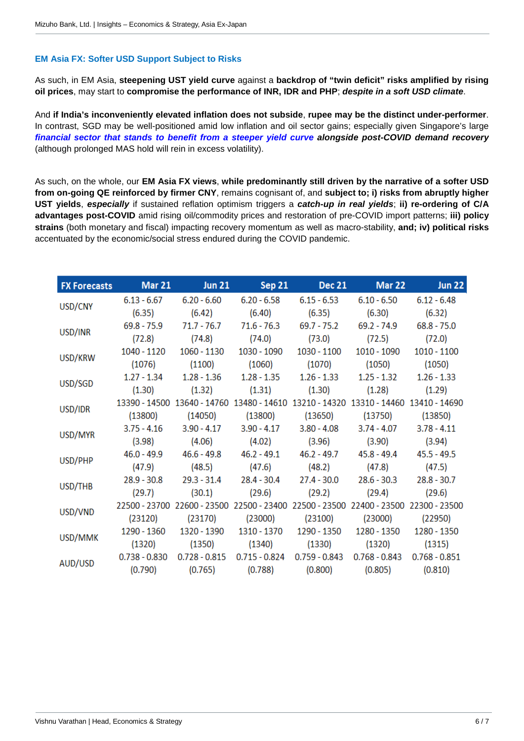### EM Asia FX: Softer USD Support Subject to Risks

As such, in EM Asia, **steepening UST yield curve** against a **backdrop of "twin deficit" risks amplified by rising oil prices**, may start to **compromise the performance of INR, IDR and PHP**; ***despite in a soft USD climate***.

And **if India's inconveniently elevated inflation does not subside**, **rupee may be the distinct under-performer**. In contrast, SGD may be well-positioned amid low inflation and oil sector gains; especially given Singapore's large ***financial sector that stands to benefit from a steeper yield curve*** ***alongside post-COVID demand recovery*** (although prolonged MAS hold will rein in excess volatility).

As such, on the whole, our **EM Asia FX views**, **while predominantly still driven by the narrative of a softer USD from on-going QE reinforced by firmer CNY**, remains cognisant of, and **subject to; i) risks from abruptly higher UST yields**, ***especially*** if sustained reflation optimism triggers a ***catch-up in real yields***; **ii) re-ordering of C/A advantages post-COVID** amid rising oil/commodity prices and restoration of pre-COVID import patterns; **iii) policy strains** (both monetary and fiscal) impacting recovery momentum as well as macro-stability, **and; iv) political risks** accentuated by the economic/social stress endured during the COVID pandemic.

| FX Forecasts | Mar 21 | Jun 21 | Sep 21 | Dec 21 | Mar 22 | Jun 22 |
|---|---|---|---|---|---|---|
| USD/CNY | 6.13 - 6.67<br>(6.35) | 6.20 - 6.60<br>(6.42) | 6.20 - 6.58<br>(6.40) | 6.15 - 6.53<br>(6.35) | 6.10 - 6.50<br>(6.30) | 6.12 - 6.48<br>(6.32) |
| USD/INR | 69.8 - 75.9<br>(72.8) | 71.7 - 76.7<br>(74.8) | 71.6 - 76.3<br>(74.0) | 69.7 - 75.2<br>(73.0) | 69.2 - 74.9<br>(72.5) | 68.8 - 75.0<br>(72.0) |
| USD/KRW | 1040 - 1120<br>(1076) | 1060 - 1130<br>(1100) | 1030 - 1090<br>(1060) | 1030 - 1100<br>(1070) | 1010 - 1090<br>(1050) | 1010 - 1100<br>(1050) |
| USD/SGD | 1.27 - 1.34<br>(1.30) | 1.28 - 1.36<br>(1.32) | 1.28 - 1.35<br>(1.31) | 1.26 - 1.33<br>(1.30) | 1.25 - 1.32<br>(1.28) | 1.26 - 1.33<br>(1.29) |
| USD/IDR | 13390 - 14500<br>(13800) | 13640 - 14760<br>(14050) | 13480 - 14610<br>(13800) | 13210 - 14320<br>(13650) | 13310 - 14460<br>(13750) | 13410 - 14690<br>(13850) |
| USD/MYR | 3.75 - 4.16<br>(3.98) | 3.90 - 4.17<br>(4.06) | 3.90 - 4.17<br>(4.02) | 3.80 - 4.08<br>(3.96) | 3.74 - 4.07<br>(3.90) | 3.78 - 4.11<br>(3.94) |
| USD/PHP | 46.0 - 49.9<br>(47.9) | 46.6 - 49.8<br>(48.5) | 46.2 - 49.1<br>(47.6) | 46.2 - 49.7<br>(48.2) | 45.8 - 49.4<br>(47.8) | 45.5 - 49.5<br>(47.5) |
| USD/THB | 28.9 - 30.8<br>(29.7) | 29.3 - 31.4<br>(30.1) | 28.4 - 30.4<br>(29.6) | 27.4 - 30.0<br>(29.2) | 28.6 - 30.3<br>(29.4) | 28.8 - 30.7<br>(29.6) |
| USD/VND | 22500 - 23700<br>(23120) | 22600 - 23500<br>(23170) | 22500 - 23400<br>(23000) | 22500 - 23500<br>(23100) | 22400 - 23500<br>(23000) | 22300 - 23500<br>(22950) |
| USD/MMK | 1290 - 1360<br>(1320) | 1320 - 1390<br>(1350) | 1310 - 1370<br>(1340) | 1290 - 1350<br>(1330) | 1280 - 1350<br>(1320) | 1280 - 1350<br>(1315) |
| AUD/USD | 0.738 - 0.830<br>(0.790) | 0.728 - 0.815<br>(0.765) | 0.715 - 0.824<br>(0.788) | 0.759 - 0.843<br>(0.800) | 0.768 - 0.843<br>(0.805) | 0.768 - 0.851<br>(0.810) |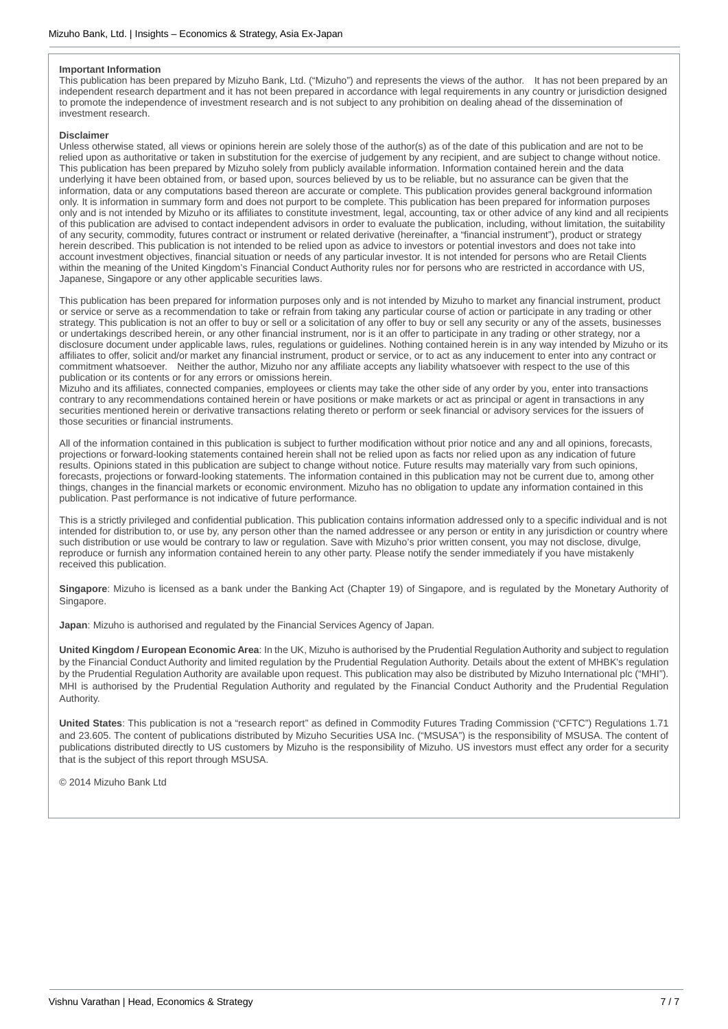**Important Information**

This publication has been prepared by Mizuho Bank, Ltd. ("Mizuho") and represents the views of the author. It has not been prepared by an independent research department and it has not been prepared in accordance with legal requirements in any country or jurisdiction designed to promote the independence of investment research and is not subject to any prohibition on dealing ahead of the dissemination of investment research.

**Disclaimer**

Unless otherwise stated, all views or opinions herein are solely those of the author(s) as of the date of this publication and are not to be relied upon as authoritative or taken in substitution for the exercise of judgement by any recipient, and are subject to change without notice. This publication has been prepared by Mizuho solely from publicly available information. Information contained herein and the data underlying it have been obtained from, or based upon, sources believed by us to be reliable, but no assurance can be given that the information, data or any computations based thereon are accurate or complete. This publication provides general background information only. It is information in summary form and does not purport to be complete. This publication has been prepared for information purposes only and is not intended by Mizuho or its affiliates to constitute investment, legal, accounting, tax or other advice of any kind and all recipients of this publication are advised to contact independent advisors in order to evaluate the publication, including, without limitation, the suitability of any security, commodity, futures contract or instrument or related derivative (hereinafter, a "financial instrument"), product or strategy herein described. This publication is not intended to be relied upon as advice to investors or potential investors and does not take into account investment objectives, financial situation or needs of any particular investor. It is not intended for persons who are Retail Clients within the meaning of the United Kingdom's Financial Conduct Authority rules nor for persons who are restricted in accordance with US, Japanese, Singapore or any other applicable securities laws.

This publication has been prepared for information purposes only and is not intended by Mizuho to market any financial instrument, product or service or serve as a recommendation to take or refrain from taking any particular course of action or participate in any trading or other strategy. This publication is not an offer to buy or sell or a solicitation of any offer to buy or sell any security or any of the assets, businesses or undertakings described herein, or any other financial instrument, nor is it an offer to participate in any trading or other strategy, nor a disclosure document under applicable laws, rules, regulations or guidelines. Nothing contained herein is in any way intended by Mizuho or its affiliates to offer, solicit and/or market any financial instrument, product or service, or to act as any inducement to enter into any contract or commitment whatsoever. Neither the author, Mizuho nor any affiliate accepts any liability whatsoever with respect to the use of this publication or its contents or for any errors or omissions herein.

Mizuho and its affiliates, connected companies, employees or clients may take the other side of any order by you, enter into transactions contrary to any recommendations contained herein or have positions or make markets or act as principal or agent in transactions in any securities mentioned herein or derivative transactions relating thereto or perform or seek financial or advisory services for the issuers of those securities or financial instruments.

All of the information contained in this publication is subject to further modification without prior notice and any and all opinions, forecasts, projections or forward-looking statements contained herein shall not be relied upon as facts nor relied upon as any indication of future results. Opinions stated in this publication are subject to change without notice. Future results may materially vary from such opinions, forecasts, projections or forward-looking statements. The information contained in this publication may not be current due to, among other things, changes in the financial markets or economic environment. Mizuho has no obligation to update any information contained in this publication. Past performance is not indicative of future performance.

This is a strictly privileged and confidential publication. This publication contains information addressed only to a specific individual and is not intended for distribution to, or use by, any person other than the named addressee or any person or entity in any jurisdiction or country where such distribution or use would be contrary to law or regulation. Save with Mizuho's prior written consent, you may not disclose, divulge, reproduce or furnish any information contained herein to any other party. Please notify the sender immediately if you have mistakenly received this publication.

**Singapore**: Mizuho is licensed as a bank under the Banking Act (Chapter 19) of Singapore, and is regulated by the Monetary Authority of Singapore.

**Japan**: Mizuho is authorised and regulated by the Financial Services Agency of Japan.

**United Kingdom / European Economic Area**: In the UK, Mizuho is authorised by the Prudential Regulation Authority and subject to regulation by the Financial Conduct Authority and limited regulation by the Prudential Regulation Authority. Details about the extent of MHBK's regulation by the Prudential Regulation Authority are available upon request. This publication may also be distributed by Mizuho International plc ("MHI"). MHI is authorised by the Prudential Regulation Authority and regulated by the Financial Conduct Authority and the Prudential Regulation Authority.

**United States**: This publication is not a "research report" as defined in Commodity Futures Trading Commission ("CFTC") Regulations 1.71 and 23.605. The content of publications distributed by Mizuho Securities USA Inc. ("MSUSA") is the responsibility of MSUSA. The content of publications distributed directly to US customers by Mizuho is the responsibility of Mizuho. US investors must effect any order for a security that is the subject of this report through MSUSA.

© 2014 Mizuho Bank Ltd